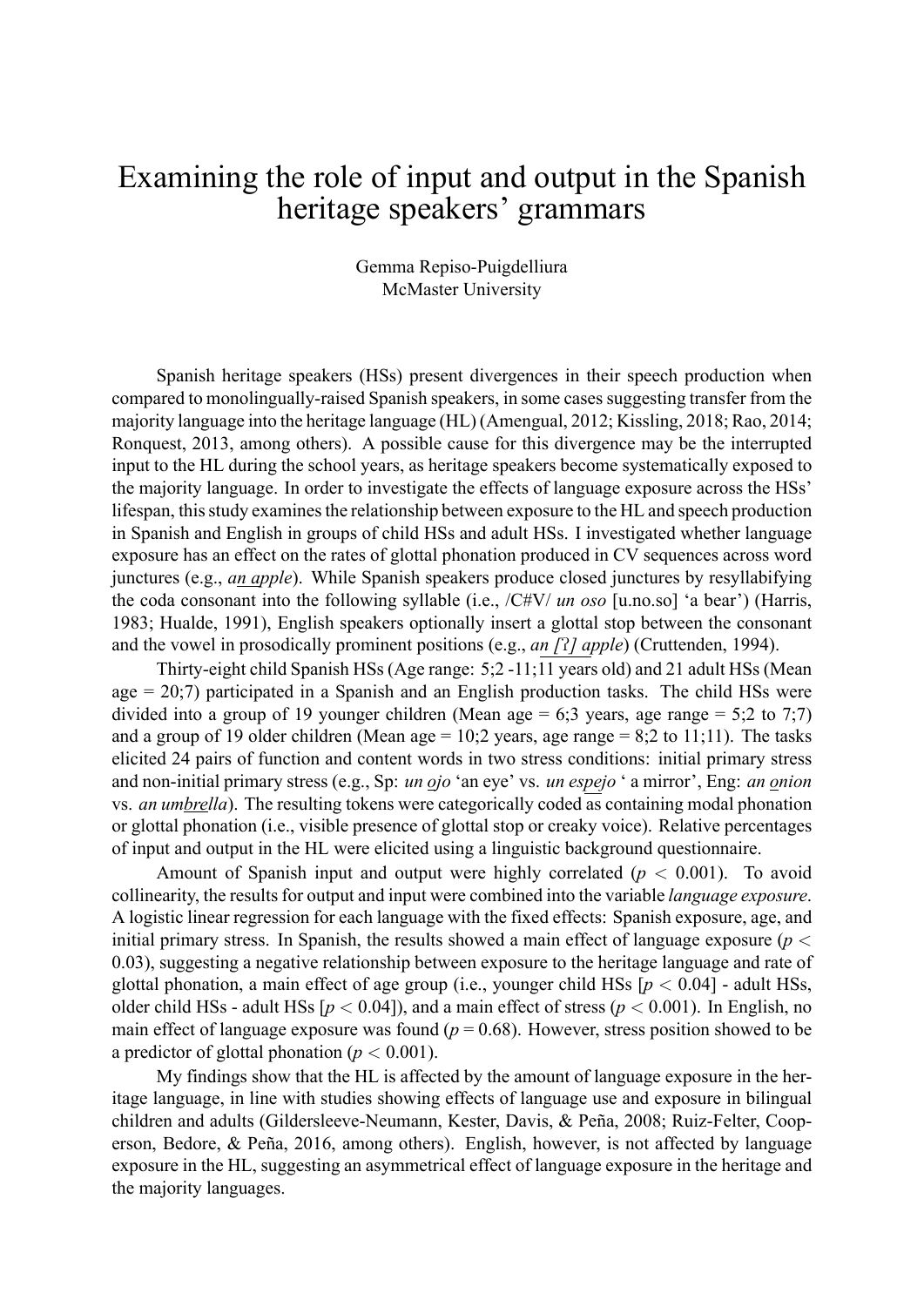# Examining the role of input and output in the Spanish heritage speakers' grammars

Gemma Repiso-Puigdelliura
McMaster University

Spanish heritage speakers (HSs) present divergences in their speech production when compared to monolingually-raised Spanish speakers, in some cases suggesting transfer from the majority language into the heritage language (HL) (Amengual, 2012; Kissling, 2018; Rao, 2014; Ronquest, 2013, among others). A possible cause for this divergence may be the interrupted input to the HL during the school years, as heritage speakers become systematically exposed to the majority language. In order to investigate the effects of language exposure across the HSs' lifespan, this study examines the relationship between exposure to the HL and speech production in Spanish and English in groups of child HSs and adult HSs. I investigated whether language exposure has an effect on the rates of glottal phonation produced in CV sequences across word junctures (e.g., *an apple*). While Spanish speakers produce closed junctures by resyllabifying the coda consonant into the following syllable (i.e., /C#V/ *un oso* [u.no.so] 'a bear') (Harris, 1983; Hualde, 1991), English speakers optionally insert a glottal stop between the consonant and the vowel in prosodically prominent positions (e.g., *an [ʔ] apple*) (Cruttenden, 1994).

Thirty-eight child Spanish HSs (Age range: 5;2 -11;11 years old) and 21 adult HSs (Mean age = 20;7) participated in a Spanish and an English production tasks. The child HSs were divided into a group of 19 younger children (Mean age = 6;3 years, age range = 5;2 to 7;7) and a group of 19 older children (Mean age = 10;2 years, age range = 8;2 to 11;11). The tasks elicited 24 pairs of function and content words in two stress conditions: initial primary stress and non-initial primary stress (e.g., Sp: *un ojo* 'an eye' vs. *un espejo* ' a mirror', Eng: *an onion* vs. *an umbrella*). The resulting tokens were categorically coded as containing modal phonation or glottal phonation (i.e., visible presence of glottal stop or creaky voice). Relative percentages of input and output in the HL were elicited using a linguistic background questionnaire.

Amount of Spanish input and output were highly correlated ($p < 0.001$). To avoid collinearity, the results for output and input were combined into the variable *language exposure*. A logistic linear regression for each language with the fixed effects: Spanish exposure, age, and initial primary stress. In Spanish, the results showed a main effect of language exposure ($p < 0.03$), suggesting a negative relationship between exposure to the heritage language and rate of glottal phonation, a main effect of age group (i.e., younger child HSs [$p < 0.04$] - adult HSs, older child HSs - adult HSs [$p < 0.04$]), and a main effect of stress ($p < 0.001$). In English, no main effect of language exposure was found ($p = 0.68$). However, stress position showed to be a predictor of glottal phonation ($p < 0.001$).

My findings show that the HL is affected by the amount of language exposure in the heritage language, in line with studies showing effects of language use and exposure in bilingual children and adults (Gildersleeve-Neumann, Kester, Davis, & Peña, 2008; Ruiz-Felter, Cooperson, Bedore, & Peña, 2016, among others). English, however, is not affected by language exposure in the HL, suggesting an asymmetrical effect of language exposure in the heritage and the majority languages.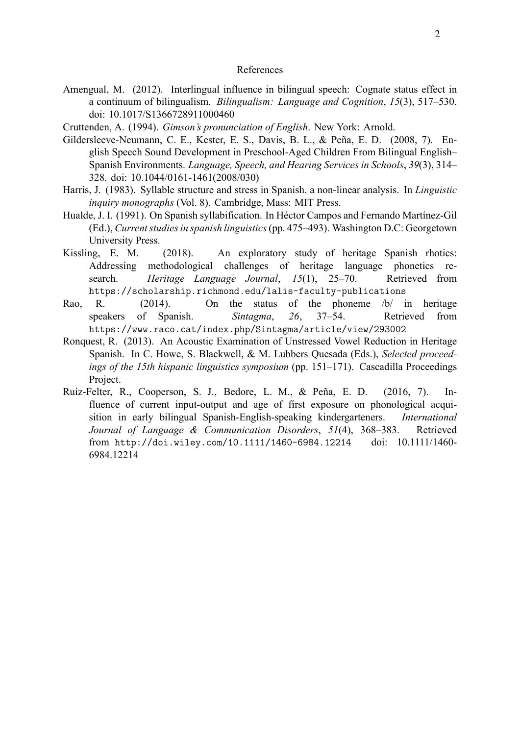# References

Amengual, M. (2012). Interlingual influence in bilingual speech: Cognate status effect in a continuum of bilingualism. *Bilingualism: Language and Cognition*, *15*(3), 517–530. doi: 10.1017/S1366728911000460

Cruttenden, A. (1994). *Gimson's pronunciation of English*. New York: Arnold.

Gildersleeve-Neumann, C. E., Kester, E. S., Davis, B. L., & Peña, E. D. (2008, 7). English Speech Sound Development in Preschool-Aged Children From Bilingual English–Spanish Environments. *Language, Speech, and Hearing Services in Schools*, *39*(3), 314–328. doi: 10.1044/0161-1461(2008/030)

Harris, J. (1983). Syllable structure and stress in Spanish. a non-linear analysis. In *Linguistic inquiry monographs* (Vol. 8). Cambridge, Mass: MIT Press.

Hualde, J. I. (1991). On Spanish syllabification. In Héctor Campos and Fernando Martínez-Gil (Ed.), *Current studies in spanish linguistics* (pp. 475–493). Washington D.C: Georgetown University Press.

Kissling, E. M. (2018). An exploratory study of heritage Spanish rhotics: Addressing methodological challenges of heritage language phonetics research. *Heritage Language Journal*, *15*(1), 25–70. Retrieved from `https://scholarship.richmond.edu/lalis-faculty-publications`

Rao, R. (2014). On the status of the phoneme /b/ in heritage speakers of Spanish. *Sintagma*, *26*, 37–54. Retrieved from `https://www.raco.cat/index.php/Sintagma/article/view/293002`

Ronquest, R. (2013). An Acoustic Examination of Unstressed Vowel Reduction in Heritage Spanish. In C. Howe, S. Blackwell, & M. Lubbers Quesada (Eds.), *Selected proceedings of the 15th hispanic linguistics symposium* (pp. 151–171). Cascadilla Proceedings Project.

Ruiz-Felter, R., Cooperson, S. J., Bedore, L. M., & Peña, E. D. (2016, 7). Influence of current input-output and age of first exposure on phonological acquisition in early bilingual Spanish-English-speaking kindergarteners. *International Journal of Language & Communication Disorders*, *51*(4), 368–383. Retrieved from `http://doi.wiley.com/10.1111/1460-6984.12214` doi: 10.1111/1460-6984.12214